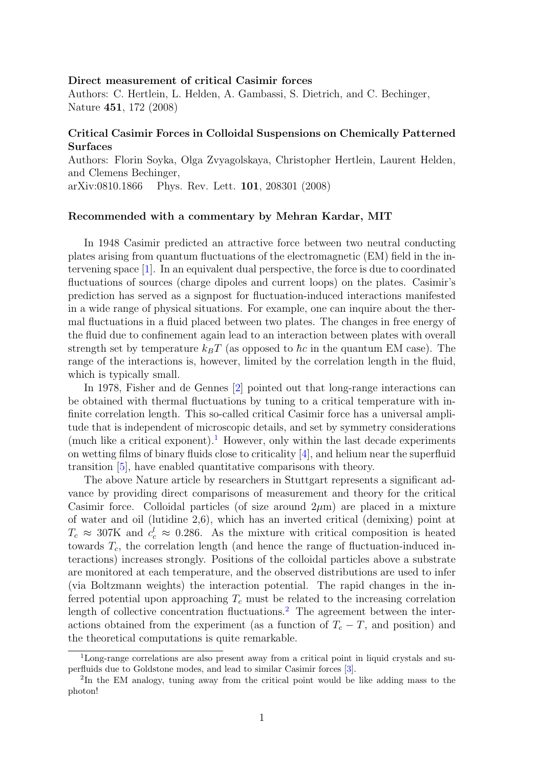**Direct measurement of critical Casimir forces**
Authors: C. Hertlein, L. Helden, A. Gambassi, S. Dietrich, and C. Bechinger,
Nature **451**, 172 (2008)

**Critical Casimir Forces in Colloidal Suspensions on Chemically Patterned Surfaces**
Authors: Florin Soyka, Olga Zvyagolskaya, Christopher Hertlein, Laurent Helden, and Clemens Bechinger,
arXiv:0810.1866 Phys. Rev. Lett. **101**, 208301 (2008)

**Recommended with a commentary by Mehran Kardar, MIT**

In 1948 Casimir predicted an attractive force between two neutral conducting plates arising from quantum fluctuations of the electromagnetic (EM) field in the intervening space [1]. In an equivalent dual perspective, the force is due to coordinated fluctuations of sources (charge dipoles and current loops) on the plates. Casimir's prediction has served as a signpost for fluctuation-induced interactions manifested in a wide range of physical situations. For example, one can inquire about the thermal fluctuations in a fluid placed between two plates. The changes in free energy of the fluid due to confinement again lead to an interaction between plates with overall strength set by temperature $k_BT$ (as opposed to $\hbar c$ in the quantum EM case). The range of the interactions is, however, limited by the correlation length in the fluid, which is typically small.

In 1978, Fisher and de Gennes [2] pointed out that long-range interactions can be obtained with thermal fluctuations by tuning to a critical temperature with infinite correlation length. This so-called critical Casimir force has a universal amplitude that is independent of microscopic details, and set by symmetry considerations (much like a critical exponent).[1] However, only within the last decade experiments on wetting films of binary fluids close to criticality [4], and helium near the superfluid transition [5], have enabled quantitative comparisons with theory.

The above Nature article by researchers in Stuttgart represents a significant advance by providing direct comparisons of measurement and theory for the critical Casimir force. Colloidal particles (of size around 2$\mu$m) are placed in a mixture of water and oil (lutidine 2,6), which has an inverted critical (demixing) point at $T_c \approx 307$K and $c_c^l \approx 0.286$. As the mixture with critical composition is heated towards $T_c$, the correlation length (and hence the range of fluctuation-induced interactions) increases strongly. Positions of the colloidal particles above a substrate are monitored at each temperature, and the observed distributions are used to infer (via Boltzmann weights) the interaction potential. The rapid changes in the inferred potential upon approaching $T_c$ must be related to the increasing correlation length of collective concentration fluctuations.[2] The agreement between the interactions obtained from the experiment (as a function of $T_c - T$, and position) and the theoretical computations is quite remarkable.

[1] Long-range correlations are also present away from a critical point in liquid crystals and superfluids due to Goldstone modes, and lead to similar Casimir forces [3].

[2] In the EM analogy, tuning away from the critical point would be like adding mass to the photon!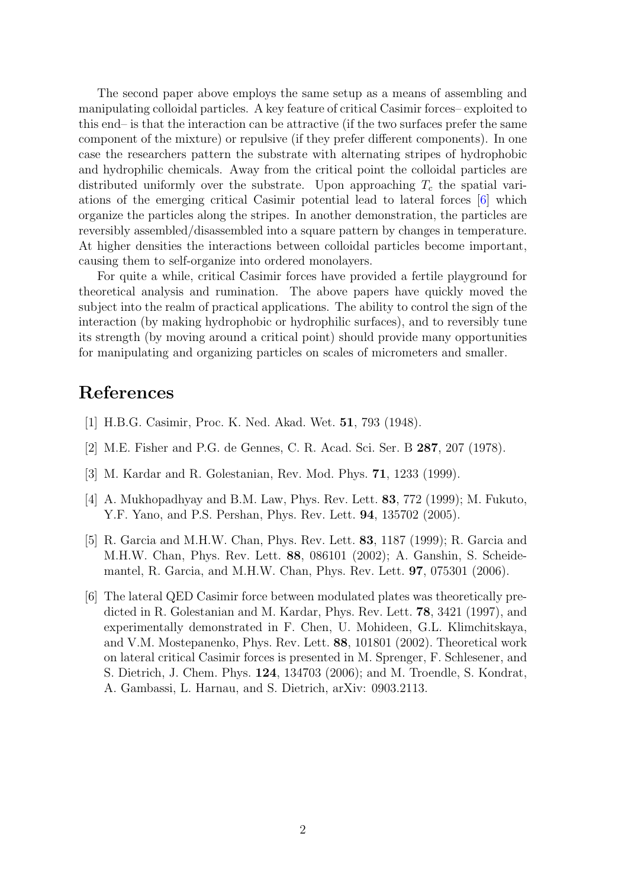The second paper above employs the same setup as a means of assembling and manipulating colloidal particles. A key feature of critical Casimir forces– exploited to this end– is that the interaction can be attractive (if the two surfaces prefer the same component of the mixture) or repulsive (if they prefer different components). In one case the researchers pattern the substrate with alternating stripes of hydrophobic and hydrophilic chemicals. Away from the critical point the colloidal particles are distributed uniformly over the substrate. Upon approaching $T_c$ the spatial variations of the emerging critical Casimir potential lead to lateral forces [6] which organize the particles along the stripes. In another demonstration, the particles are reversibly assembled/disassembled into a square pattern by changes in temperature. At higher densities the interactions between colloidal particles become important, causing them to self-organize into ordered monolayers.

For quite a while, critical Casimir forces have provided a fertile playground for theoretical analysis and rumination. The above papers have quickly moved the subject into the realm of practical applications. The ability to control the sign of the interaction (by making hydrophobic or hydrophilic surfaces), and to reversibly tune its strength (by moving around a critical point) should provide many opportunities for manipulating and organizing particles on scales of micrometers and smaller.

## References

[1] H.B.G. Casimir, Proc. K. Ned. Akad. Wet. **51**, 793 (1948).

[2] M.E. Fisher and P.G. de Gennes, C. R. Acad. Sci. Ser. B **287**, 207 (1978).

[3] M. Kardar and R. Golestanian, Rev. Mod. Phys. **71**, 1233 (1999).

[4] A. Mukhopadhyay and B.M. Law, Phys. Rev. Lett. **83**, 772 (1999); M. Fukuto, Y.F. Yano, and P.S. Pershan, Phys. Rev. Lett. **94**, 135702 (2005).

[5] R. Garcia and M.H.W. Chan, Phys. Rev. Lett. **83**, 1187 (1999); R. Garcia and M.H.W. Chan, Phys. Rev. Lett. **88**, 086101 (2002); A. Ganshin, S. Scheidemantel, R. Garcia, and M.H.W. Chan, Phys. Rev. Lett. **97**, 075301 (2006).

[6] The lateral QED Casimir force between modulated plates was theoretically predicted in R. Golestanian and M. Kardar, Phys. Rev. Lett. **78**, 3421 (1997), and experimentally demonstrated in F. Chen, U. Mohideen, G.L. Klimchitskaya, and V.M. Mostepanenko, Phys. Rev. Lett. **88**, 101801 (2002). Theoretical work on lateral critical Casimir forces is presented in M. Sprenger, F. Schlesener, and S. Dietrich, J. Chem. Phys. **124**, 134703 (2006); and M. Troendle, S. Kondrat, A. Gambassi, L. Harnau, and S. Dietrich, arXiv: 0903.2113.